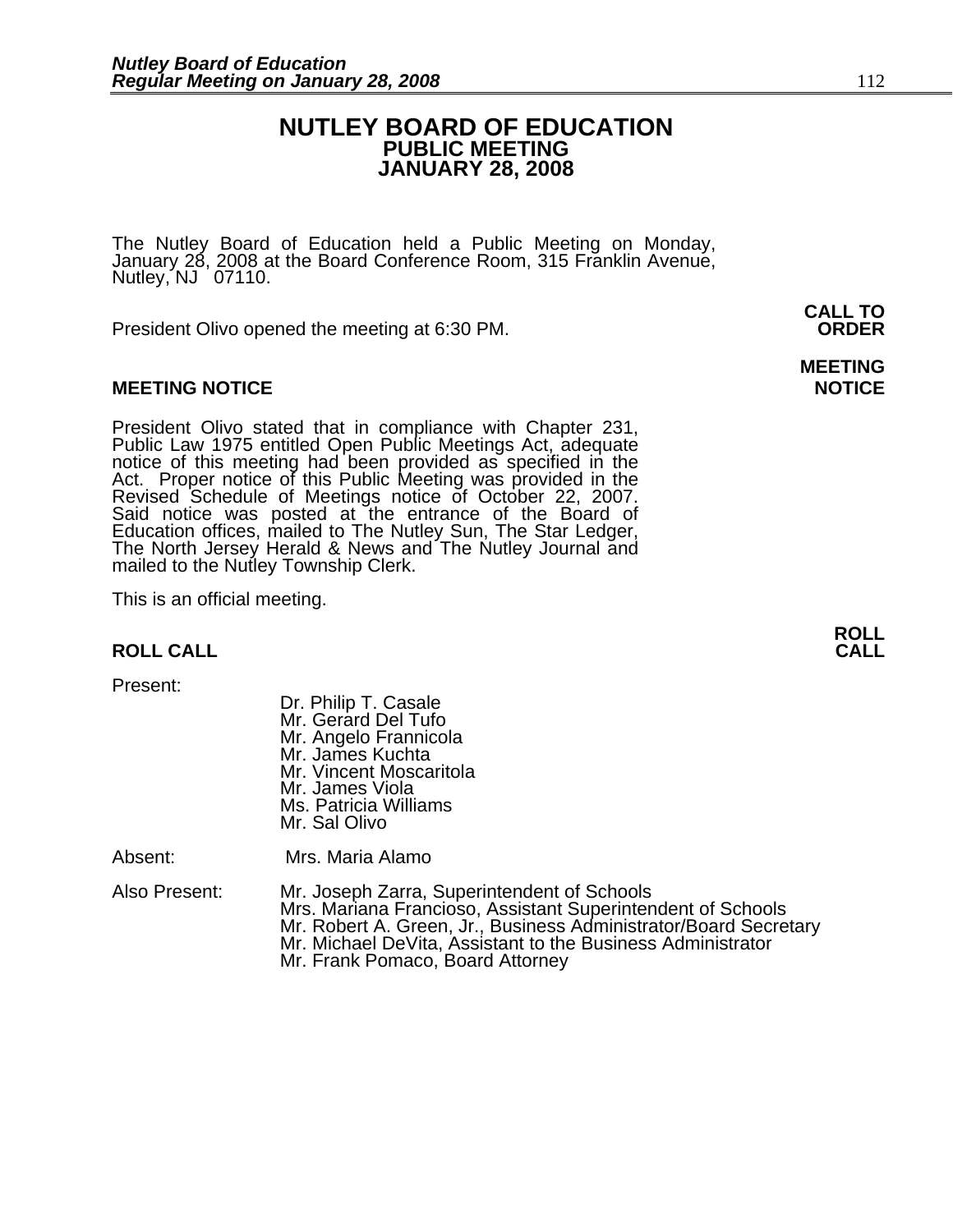# NUTLEY BOARD OF EDUCATION
## PUBLIC MEETING
## JANUARY 28, 2008

The Nutley Board of Education held a Public Meeting on Monday, January 28, 2008 at the Board Conference Room, 315 Franklin Avenue, Nutley, NJ 07110.

**CALL TO ORDER**

President Olivo opened the meeting at 6:30 PM.

**MEETING NOTICE**

President Olivo stated that in compliance with Chapter 231, Public Law 1975 entitled Open Public Meetings Act, adequate notice of this meeting had been provided as specified in the Act. Proper notice of this Public Meeting was provided in the Revised Schedule of Meetings notice of October 22, 2007. Said notice was posted at the entrance of the Board of Education offices, mailed to The Nutley Sun, The Star Ledger, The North Jersey Herald & News and The Nutley Journal and mailed to the Nutley Township Clerk.

This is an official meeting.

**ROLL CALL**

Present:

Dr. Philip T. Casale
Mr. Gerard Del Tufo
Mr. Angelo Frannicola
Mr. James Kuchta
Mr. Vincent Moscaritola
Mr. James Viola
Ms. Patricia Williams
Mr. Sal Olivo

Absent: Mrs. Maria Alamo

Also Present:

Mr. Joseph Zarra, Superintendent of Schools
Mrs. Mariana Francioso, Assistant Superintendent of Schools
Mr. Robert A. Green, Jr., Business Administrator/Board Secretary
Mr. Michael DeVita, Assistant to the Business Administrator
Mr. Frank Pomaco, Board Attorney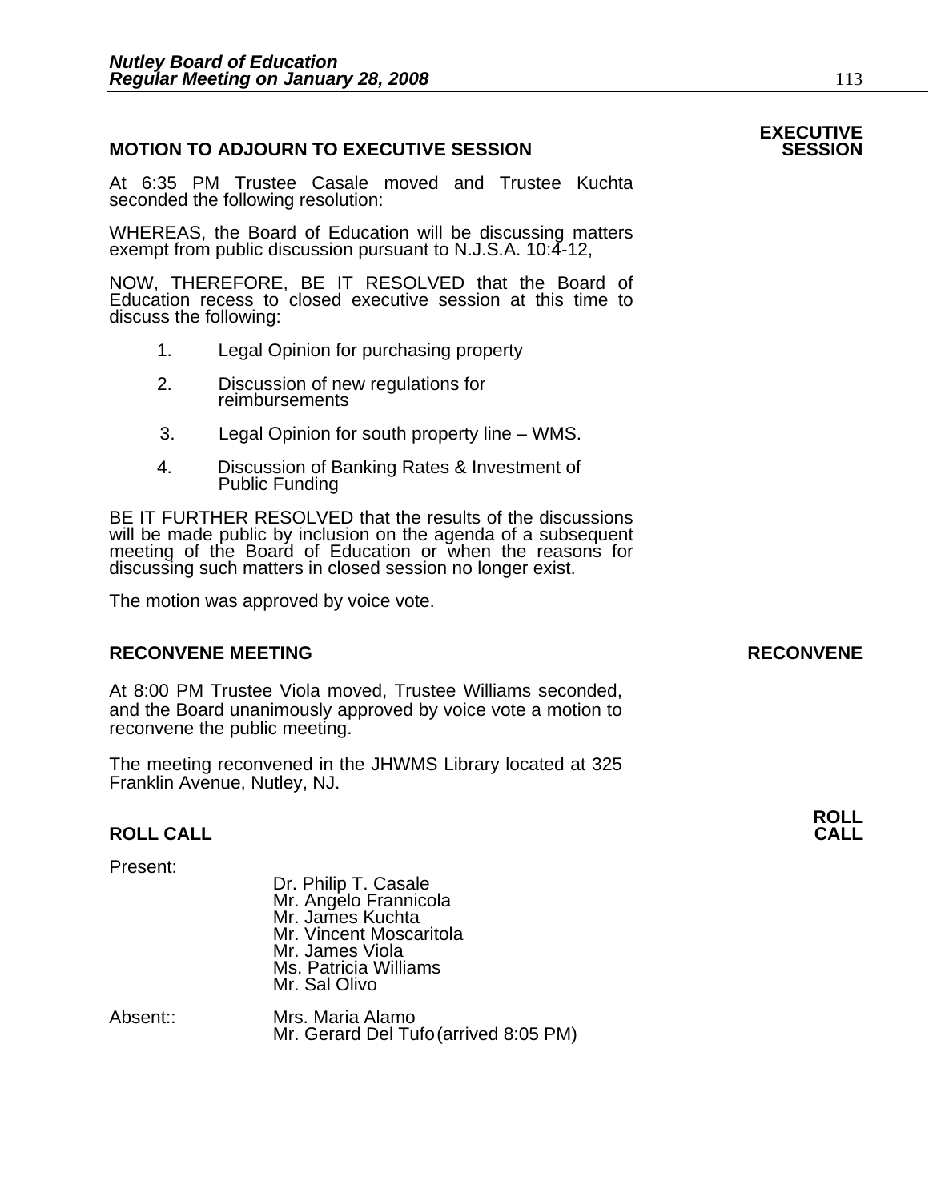**MOTION TO ADJOURN TO EXECUTIVE SESSION** **EXECUTIVE SESSION**

At 6:35 PM Trustee Casale moved and Trustee Kuchta seconded the following resolution:

WHEREAS, the Board of Education will be discussing matters exempt from public discussion pursuant to N.J.S.A. 10:4-12,

NOW, THEREFORE, BE IT RESOLVED that the Board of Education recess to closed executive session at this time to discuss the following:

1. Legal Opinion for purchasing property
2. Discussion of new regulations for reimbursements
3. Legal Opinion for south property line – WMS.
4. Discussion of Banking Rates & Investment of Public Funding

BE IT FURTHER RESOLVED that the results of the discussions will be made public by inclusion on the agenda of a subsequent meeting of the Board of Education or when the reasons for discussing such matters in closed session no longer exist.

The motion was approved by voice vote.

**RECONVENE MEETING** **RECONVENE**

At 8:00 PM Trustee Viola moved, Trustee Williams seconded, and the Board unanimously approved by voice vote a motion to reconvene the public meeting.

The meeting reconvened in the JHWMS Library located at 325 Franklin Avenue, Nutley, NJ.

**ROLL CALL** **ROLL CALL**

Present:

Dr. Philip T. Casale
Mr. Angelo Frannicola
Mr. James Kuchta
Mr. Vincent Moscaritola
Mr. James Viola
Ms. Patricia Williams
Mr. Sal Olivo

Absent::

Mrs. Maria Alamo
Mr. Gerard Del Tufo (arrived 8:05 PM)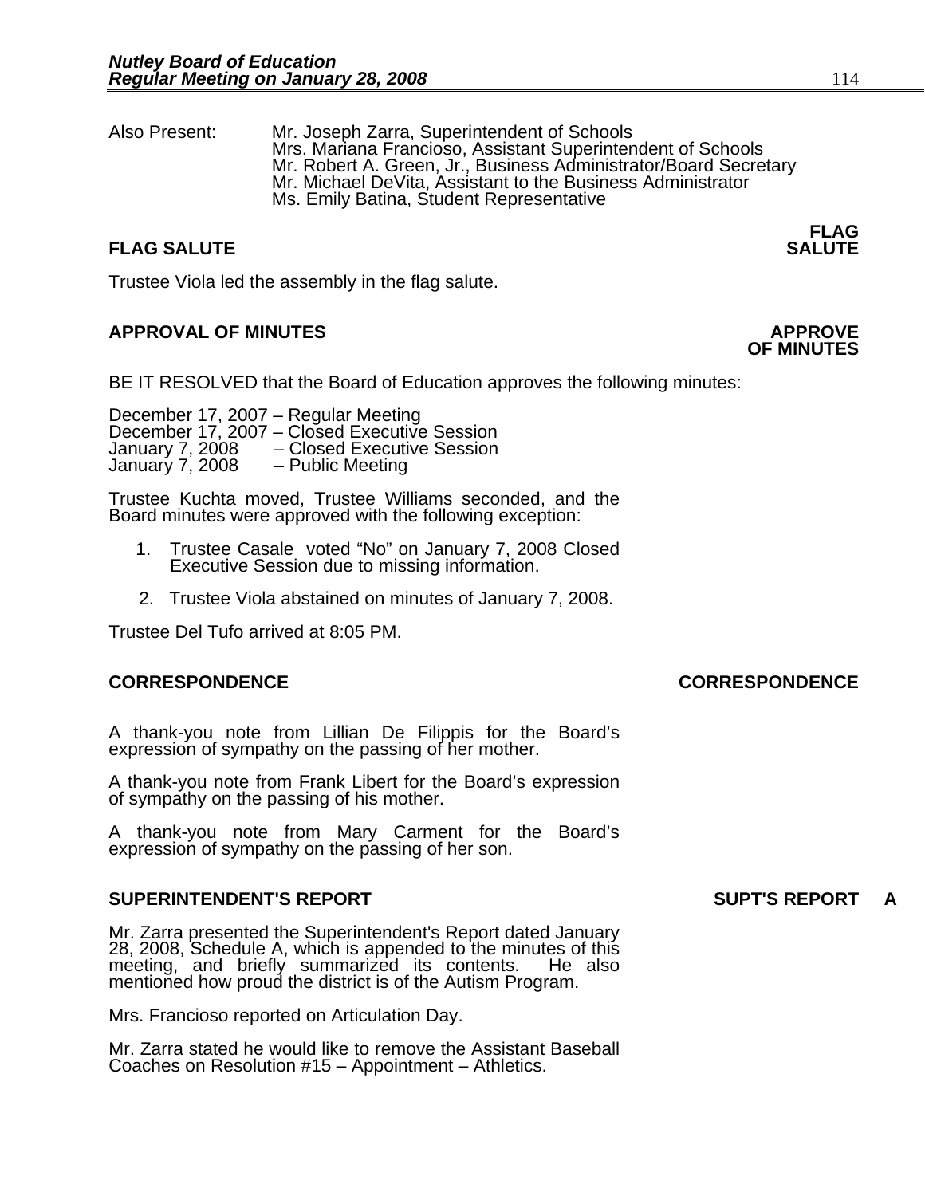Also Present: Mr. Joseph Zarra, Superintendent of Schools
Mrs. Mariana Francioso, Assistant Superintendent of Schools
Mr. Robert A. Green, Jr., Business Administrator/Board Secretary
Mr. Michael DeVita, Assistant to the Business Administrator
Ms. Emily Batina, Student Representative

**FLAG SALUTE** **FLAG SALUTE**

Trustee Viola led the assembly in the flag salute.

**APPROVAL OF MINUTES** **APPROVE OF MINUTES**

BE IT RESOLVED that the Board of Education approves the following minutes:

December 17, 2007 – Regular Meeting
December 17, 2007 – Closed Executive Session
January 7, 2008 – Closed Executive Session
January 7, 2008 – Public Meeting

Trustee Kuchta moved, Trustee Williams seconded, and the Board minutes were approved with the following exception:

1. Trustee Casale voted "No" on January 7, 2008 Closed Executive Session due to missing information.
2. Trustee Viola abstained on minutes of January 7, 2008.

Trustee Del Tufo arrived at 8:05 PM.

**CORRESPONDENCE** **CORRESPONDENCE**

A thank-you note from Lillian De Filippis for the Board's expression of sympathy on the passing of her mother.

A thank-you note from Frank Libert for the Board's expression of sympathy on the passing of his mother.

A thank-you note from Mary Carment for the Board's expression of sympathy on the passing of her son.

**SUPERINTENDENT'S REPORT** **SUPT'S REPORT A**

Mr. Zarra presented the Superintendent's Report dated January 28, 2008, Schedule A, which is appended to the minutes of this meeting, and briefly summarized its contents. He also mentioned how proud the district is of the Autism Program.

Mrs. Francioso reported on Articulation Day.

Mr. Zarra stated he would like to remove the Assistant Baseball Coaches on Resolution #15 – Appointment – Athletics.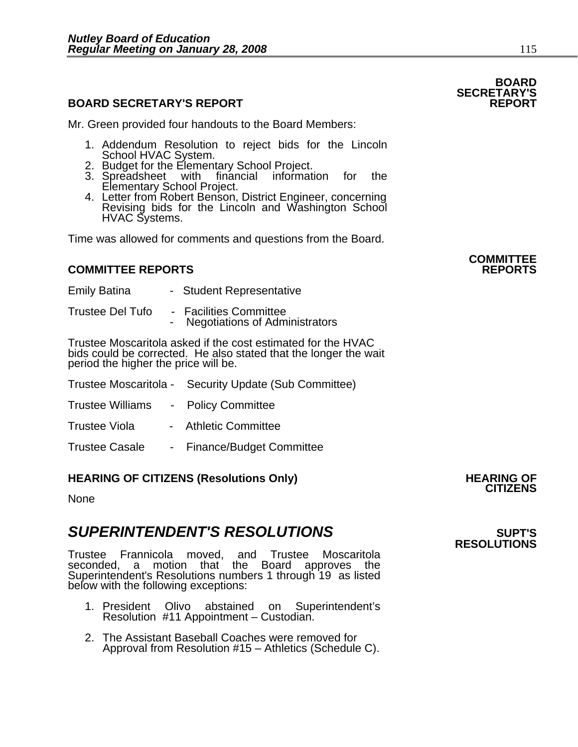## BOARD SECRETARY'S REPORT

**BOARD SECRETARY'S REPORT**

Mr. Green provided four handouts to the Board Members:

1. Addendum Resolution to reject bids for the Lincoln School HVAC System.
2. Budget for the Elementary School Project.
3. Spreadsheet with financial information for the Elementary School Project.
4. Letter from Robert Benson, District Engineer, concerning Revising bids for the Lincoln and Washington School HVAC Systems.

Time was allowed for comments and questions from the Board.

## COMMITTEE REPORTS

**COMMITTEE REPORTS**

Emily Batina - Student Representative

Trustee Del Tufo - Facilities Committee
- Negotiations of Administrators

Trustee Moscaritola asked if the cost estimated for the HVAC bids could be corrected. He also stated that the longer the wait period the higher the price will be.

Trustee Moscaritola - Security Update (Sub Committee)

Trustee Williams - Policy Committee

Trustee Viola - Athletic Committee

Trustee Casale - Finance/Budget Committee

## HEARING OF CITIZENS (Resolutions Only)

**HEARING OF CITIZENS**

None

# *SUPERINTENDENT'S RESOLUTIONS*

**SUPT'S RESOLUTIONS**

Trustee Frannicola moved, and Trustee Moscaritola seconded, a motion that the Board approves the Superintendent's Resolutions numbers 1 through 19 as listed below with the following exceptions:

1. President Olivo abstained on Superintendent's Resolution #11 Appointment – Custodian.

2. The Assistant Baseball Coaches were removed for Approval from Resolution #15 – Athletics (Schedule C).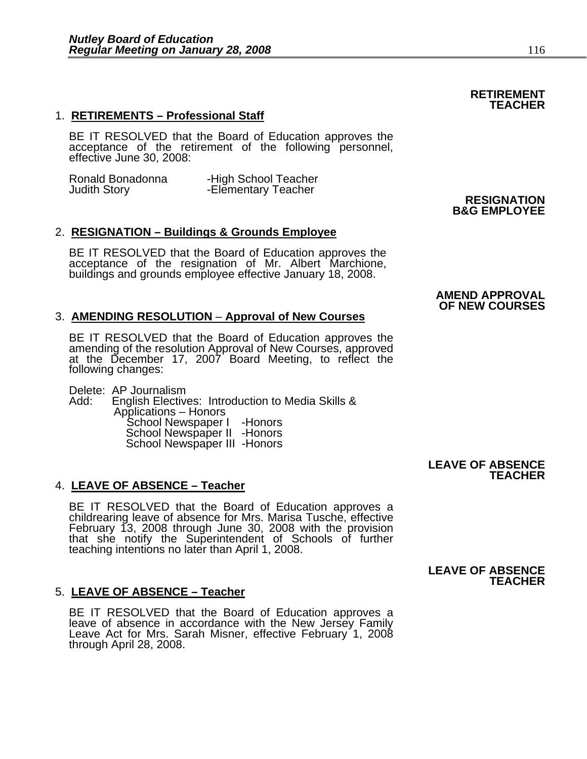**RETIREMENT TEACHER**

1. **RETIREMENTS – Professional Staff**

   BE IT RESOLVED that the Board of Education approves the acceptance of the retirement of the following personnel, effective June 30, 2008:

   Ronald Bonadonna -High School Teacher
   Judith Story -Elementary Teacher

**RESIGNATION B&G EMPLOYEE**

2. **RESIGNATION – Buildings & Grounds Employee**

   BE IT RESOLVED that the Board of Education approves the acceptance of the resignation of Mr. Albert Marchione, buildings and grounds employee effective January 18, 2008.

**AMEND APPROVAL OF NEW COURSES**

3. **AMENDING RESOLUTION** – **Approval of New Courses**

   BE IT RESOLVED that the Board of Education approves the amending of the resolution Approval of New Courses, approved at the December 17, 2007 Board Meeting, to reflect the following changes:

   Delete: AP Journalism
   Add: English Electives: Introduction to Media Skills & Applications – Honors
   School Newspaper I -Honors
   School Newspaper II -Honors
   School Newspaper III -Honors

**LEAVE OF ABSENCE TEACHER**

4. **LEAVE OF ABSENCE – Teacher**

   BE IT RESOLVED that the Board of Education approves a childrearing leave of absence for Mrs. Marisa Tusche, effective February 13, 2008 through June 30, 2008 with the provision that she notify the Superintendent of Schools of further teaching intentions no later than April 1, 2008.

**LEAVE OF ABSENCE TEACHER**

5. **LEAVE OF ABSENCE – Teacher**

   BE IT RESOLVED that the Board of Education approves a leave of absence in accordance with the New Jersey Family Leave Act for Mrs. Sarah Misner, effective February 1, 2008 through April 28, 2008.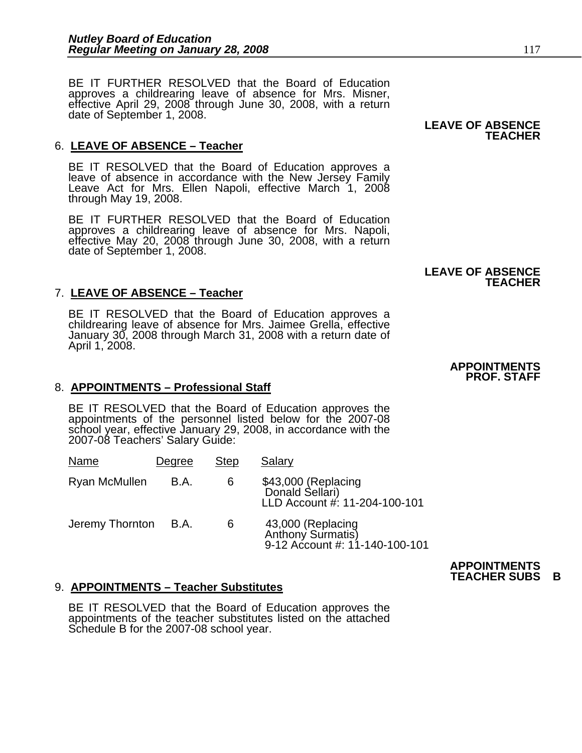BE IT FURTHER RESOLVED that the Board of Education approves a childrearing leave of absence for Mrs. Misner, effective April 29, 2008 through June 30, 2008, with a return date of September 1, 2008.

**LEAVE OF ABSENCE TEACHER**

6. **LEAVE OF ABSENCE – Teacher**

BE IT RESOLVED that the Board of Education approves a leave of absence in accordance with the New Jersey Family Leave Act for Mrs. Ellen Napoli, effective March 1, 2008 through May 19, 2008.

BE IT FURTHER RESOLVED that the Board of Education approves a childrearing leave of absence for Mrs. Napoli, effective May 20, 2008 through June 30, 2008, with a return date of September 1, 2008.

**LEAVE OF ABSENCE TEACHER**

7. **LEAVE OF ABSENCE – Teacher**

BE IT RESOLVED that the Board of Education approves a childrearing leave of absence for Mrs. Jaimee Grella, effective January 30, 2008 through March 31, 2008 with a return date of April 1, 2008.

**APPOINTMENTS PROF. STAFF**

8. **APPOINTMENTS – Professional Staff**

BE IT RESOLVED that the Board of Education approves the appointments of the personnel listed below for the 2007-08 school year, effective January 29, 2008, in accordance with the 2007-08 Teachers' Salary Guide:

| Name | Degree | Step | Salary |
|---|---|---|---|
| Ryan McMullen | B.A. | 6 | $43,000 (Replacing Donald Sellari) LLD Account #: 11-204-100-101 |
| Jeremy Thornton | B.A. | 6 | 43,000 (Replacing Anthony Surmatis) 9-12 Account #: 11-140-100-101 |

**APPOINTMENTS TEACHER SUBS B**

9. **APPOINTMENTS – Teacher Substitutes**

BE IT RESOLVED that the Board of Education approves the appointments of the teacher substitutes listed on the attached Schedule B for the 2007-08 school year.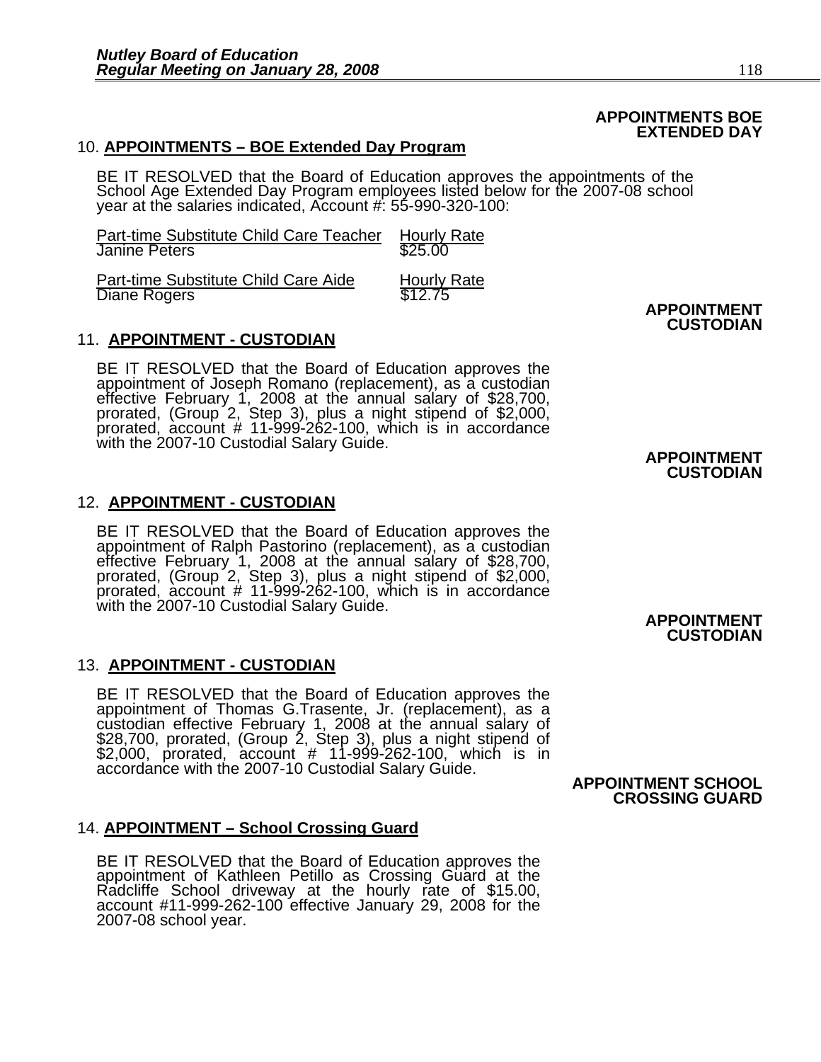**APPOINTMENTS BOE EXTENDED DAY**

10. **APPOINTMENTS – BOE Extended Day Program**

BE IT RESOLVED that the Board of Education approves the appointments of the School Age Extended Day Program employees listed below for the 2007-08 school year at the salaries indicated, Account #: 55-990-320-100:

| Part-time Substitute Child Care Teacher | Hourly Rate |
|---|---|
| Janine Peters | $25.00 |

| Part-time Substitute Child Care Aide | Hourly Rate |
|---|---|
| Diane Rogers | $12.75 |

**APPOINTMENT CUSTODIAN**

11. **APPOINTMENT - CUSTODIAN**

BE IT RESOLVED that the Board of Education approves the appointment of Joseph Romano (replacement), as a custodian effective February 1, 2008 at the annual salary of $28,700, prorated, (Group 2, Step 3), plus a night stipend of $2,000, prorated, account # 11-999-262-100, which is in accordance with the 2007-10 Custodial Salary Guide.

**APPOINTMENT CUSTODIAN**

12. **APPOINTMENT - CUSTODIAN**

BE IT RESOLVED that the Board of Education approves the appointment of Ralph Pastorino (replacement), as a custodian effective February 1, 2008 at the annual salary of $28,700, prorated, (Group 2, Step 3), plus a night stipend of $2,000, prorated, account # 11-999-262-100, which is in accordance with the 2007-10 Custodial Salary Guide.

**APPOINTMENT CUSTODIAN**

13. **APPOINTMENT - CUSTODIAN**

BE IT RESOLVED that the Board of Education approves the appointment of Thomas G.Trasente, Jr. (replacement), as a custodian effective February 1, 2008 at the annual salary of $28,700, prorated, (Group 2, Step 3), plus a night stipend of $2,000, prorated, account # 11-999-262-100, which is in accordance with the 2007-10 Custodial Salary Guide.

**APPOINTMENT SCHOOL CROSSING GUARD**

14. **APPOINTMENT – School Crossing Guard**

BE IT RESOLVED that the Board of Education approves the appointment of Kathleen Petillo as Crossing Guard at the Radcliffe School driveway at the hourly rate of $15.00, account #11-999-262-100 effective January 29, 2008 for the 2007-08 school year.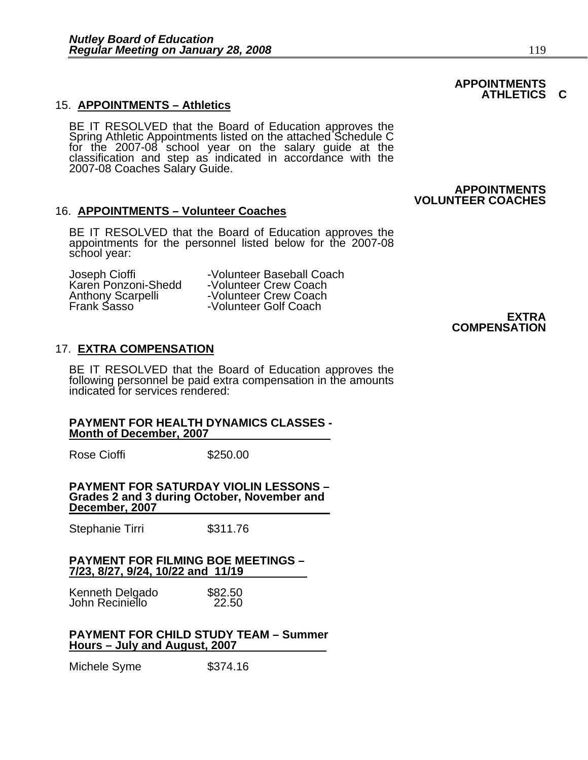**APPOINTMENTS ATHLETICS C**

15. **APPOINTMENTS – Athletics**

BE IT RESOLVED that the Board of Education approves the Spring Athletic Appointments listed on the attached Schedule C for the 2007-08 school year on the salary guide at the classification and step as indicated in accordance with the 2007-08 Coaches Salary Guide.

**APPOINTMENTS VOLUNTEER COACHES**

16. **APPOINTMENTS – Volunteer Coaches**

BE IT RESOLVED that the Board of Education approves the appointments for the personnel listed below for the 2007-08 school year:

| | |
|---|---|
| Joseph Cioffi | -Volunteer Baseball Coach |
| Karen Ponzoni-Shedd | -Volunteer Crew Coach |
| Anthony Scarpelli | -Volunteer Crew Coach |
| Frank Sasso | -Volunteer Golf Coach |

**EXTRA COMPENSATION**

17. **EXTRA COMPENSATION**

BE IT RESOLVED that the Board of Education approves the following personnel be paid extra compensation in the amounts indicated for services rendered:

**PAYMENT FOR HEALTH DYNAMICS CLASSES - Month of December, 2007**

| | |
|---|---|
| Rose Cioffi | $250.00 |

**PAYMENT FOR SATURDAY VIOLIN LESSONS – Grades 2 and 3 during October, November and December, 2007**

| | |
|---|---|
| Stephanie Tirri | $311.76 |

**PAYMENT FOR FILMING BOE MEETINGS – 7/23, 8/27, 9/24, 10/22 and 11/19**

| | |
|---|---|
| Kenneth Delgado | $82.50 |
| John Reciniello | 22.50 |

**PAYMENT FOR CHILD STUDY TEAM – Summer Hours – July and August, 2007**

| | |
|---|---|
| Michele Syme | $374.16 |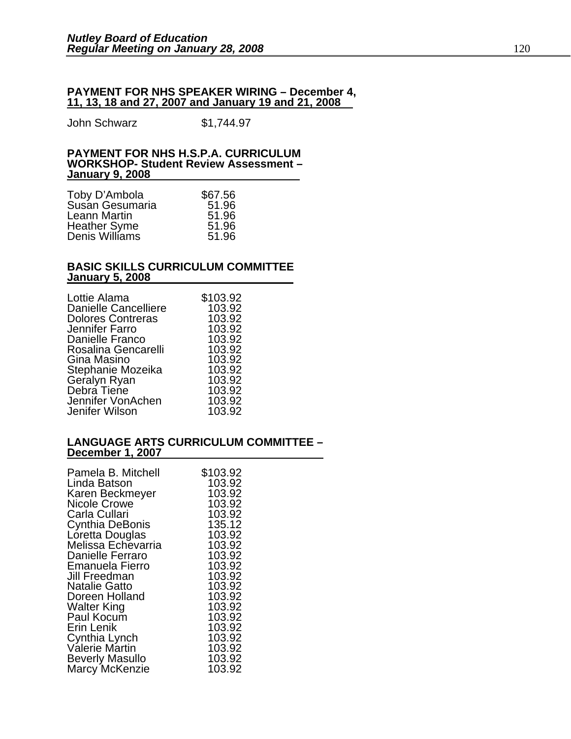**PAYMENT FOR NHS SPEAKER WIRING – December 4, 11, 13, 18 and 27, 2007 and January 19 and 21, 2008**

| | |
|---|---|
| John Schwarz | $1,744.97 |

**PAYMENT FOR NHS H.S.P.A. CURRICULUM WORKSHOP- Student Review Assessment – January 9, 2008**

| | |
|---|---|
| Toby D'Ambola | $67.56 |
| Susan Gesumaria | 51.96 |
| Leann Martin | 51.96 |
| Heather Syme | 51.96 |
| Denis Williams | 51.96 |

**BASIC SKILLS CURRICULUM COMMITTEE January 5, 2008**

| | |
|---|---|
| Lottie Alama | $103.92 |
| Danielle Cancelliere | 103.92 |
| Dolores Contreras | 103.92 |
| Jennifer Farro | 103.92 |
| Danielle Franco | 103.92 |
| Rosalina Gencarelli | 103.92 |
| Gina Masino | 103.92 |
| Stephanie Mozeika | 103.92 |
| Geralyn Ryan | 103.92 |
| Debra Tiene | 103.92 |
| Jennifer VonAchen | 103.92 |
| Jenifer Wilson | 103.92 |

**LANGUAGE ARTS CURRICULUM COMMITTEE – December 1, 2007**

| | |
|---|---|
| Pamela B. Mitchell | $103.92 |
| Linda Batson | 103.92 |
| Karen Beckmeyer | 103.92 |
| Nicole Crowe | 103.92 |
| Carla Cullari | 103.92 |
| Cynthia DeBonis | 135.12 |
| Loretta Douglas | 103.92 |
| Melissa Echevarria | 103.92 |
| Danielle Ferraro | 103.92 |
| Emanuela Fierro | 103.92 |
| Jill Freedman | 103.92 |
| Natalie Gatto | 103.92 |
| Doreen Holland | 103.92 |
| Walter King | 103.92 |
| Paul Kocum | 103.92 |
| Erin Lenik | 103.92 |
| Cynthia Lynch | 103.92 |
| Valerie Martin | 103.92 |
| Beverly Masullo | 103.92 |
| Marcy McKenzie | 103.92 |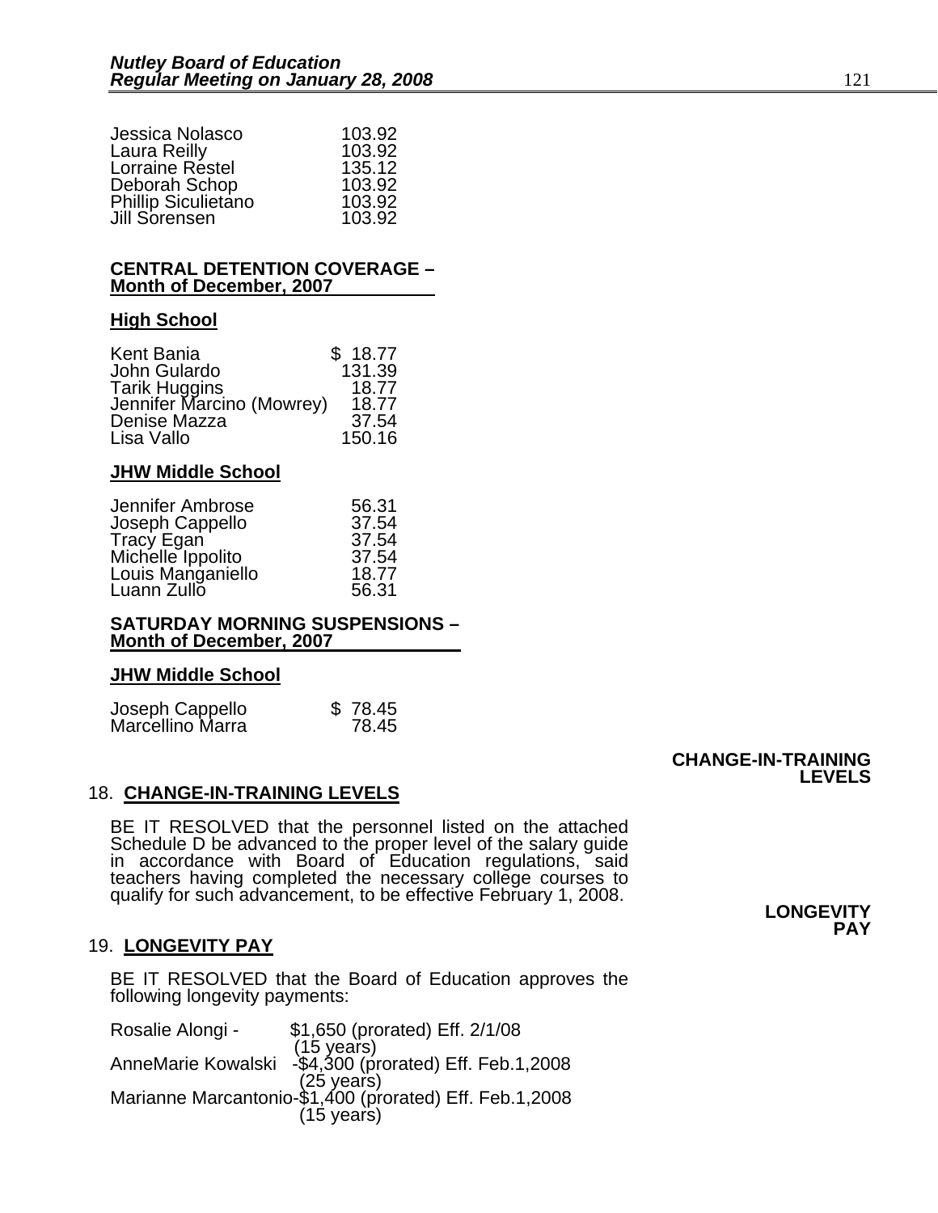| | |
|---|---|
| Jessica Nolasco | 103.92 |
| Laura Reilly | 103.92 |
| Lorraine Restel | 135.12 |
| Deborah Schop | 103.92 |
| Phillip Siculietano | 103.92 |
| Jill Sorensen | 103.92 |

**CENTRAL DETENTION COVERAGE –**
**Month of December, 2007**

**High School**

| | |
|---|---|
| Kent Bania | $ 18.77 |
| John Gulardo | 131.39 |
| Tarik Huggins | 18.77 |
| Jennifer Marcino (Mowrey) | 18.77 |
| Denise Mazza | 37.54 |
| Lisa Vallo | 150.16 |

**JHW Middle School**

| | |
|---|---|
| Jennifer Ambrose | 56.31 |
| Joseph Cappello | 37.54 |
| Tracy Egan | 37.54 |
| Michelle Ippolito | 37.54 |
| Louis Manganiello | 18.77 |
| Luann Zullo | 56.31 |

**SATURDAY MORNING SUSPENSIONS –**
**Month of December, 2007**

**JHW Middle School**

| | |
|---|---|
| Joseph Cappello | $ 78.45 |
| Marcellino Marra | 78.45 |

**CHANGE-IN-TRAINING LEVELS**

18. **CHANGE-IN-TRAINING LEVELS**

BE IT RESOLVED that the personnel listed on the attached Schedule D be advanced to the proper level of the salary guide in accordance with Board of Education regulations, said teachers having completed the necessary college courses to qualify for such advancement, to be effective February 1, 2008.

**LONGEVITY PAY**

19. **LONGEVITY PAY**

BE IT RESOLVED that the Board of Education approves the following longevity payments:

Rosalie Alongi - $1,650 (prorated) Eff. 2/1/08
(15 years)
AnneMarie Kowalski -$4,300 (prorated) Eff. Feb.1,2008
(25 years)
Marianne Marcantonio-$1,400 (prorated) Eff. Feb.1,2008
(15 years)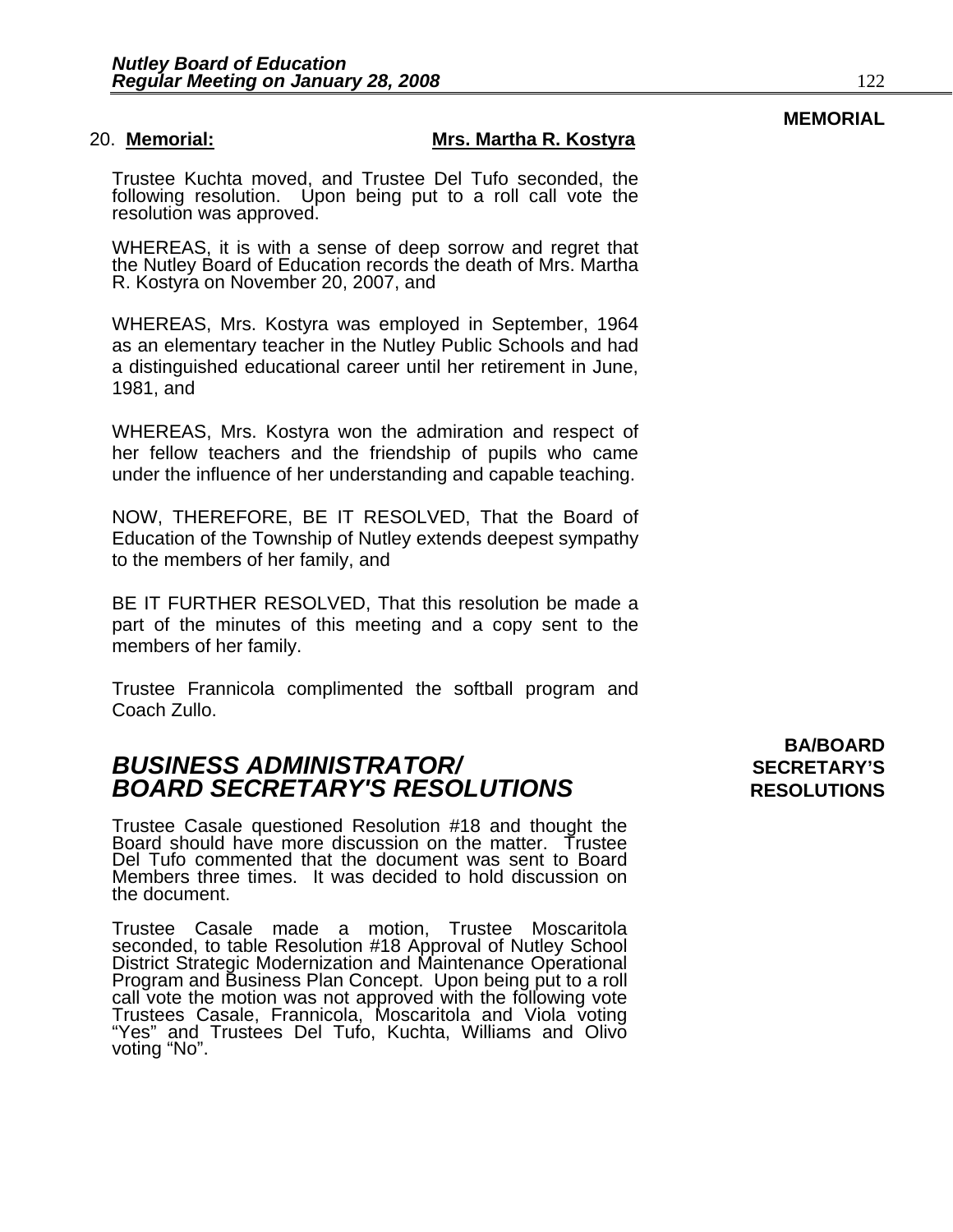**MEMORIAL**

20. **Memorial:** **Mrs. Martha R. Kostyra**

Trustee Kuchta moved, and Trustee Del Tufo seconded, the following resolution. Upon being put to a roll call vote the resolution was approved.

WHEREAS, it is with a sense of deep sorrow and regret that the Nutley Board of Education records the death of Mrs. Martha R. Kostyra on November 20, 2007, and

WHEREAS, Mrs. Kostyra was employed in September, 1964 as an elementary teacher in the Nutley Public Schools and had a distinguished educational career until her retirement in June, 1981, and

WHEREAS, Mrs. Kostyra won the admiration and respect of her fellow teachers and the friendship of pupils who came under the influence of her understanding and capable teaching.

NOW, THEREFORE, BE IT RESOLVED, That the Board of Education of the Township of Nutley extends deepest sympathy to the members of her family, and

BE IT FURTHER RESOLVED, That this resolution be made a part of the minutes of this meeting and a copy sent to the members of her family.

Trustee Frannicola complimented the softball program and Coach Zullo.

**BA/BOARD SECRETARY'S RESOLUTIONS**

## *BUSINESS ADMINISTRATOR/ BOARD SECRETARY'S RESOLUTIONS*

Trustee Casale questioned Resolution #18 and thought the Board should have more discussion on the matter. Trustee Del Tufo commented that the document was sent to Board Members three times. It was decided to hold discussion on the document.

Trustee Casale made a motion, Trustee Moscaritola seconded, to table Resolution #18 Approval of Nutley School District Strategic Modernization and Maintenance Operational Program and Business Plan Concept. Upon being put to a roll call vote the motion was not approved with the following vote Trustees Casale, Frannicola, Moscaritola and Viola voting "Yes" and Trustees Del Tufo, Kuchta, Williams and Olivo voting "No".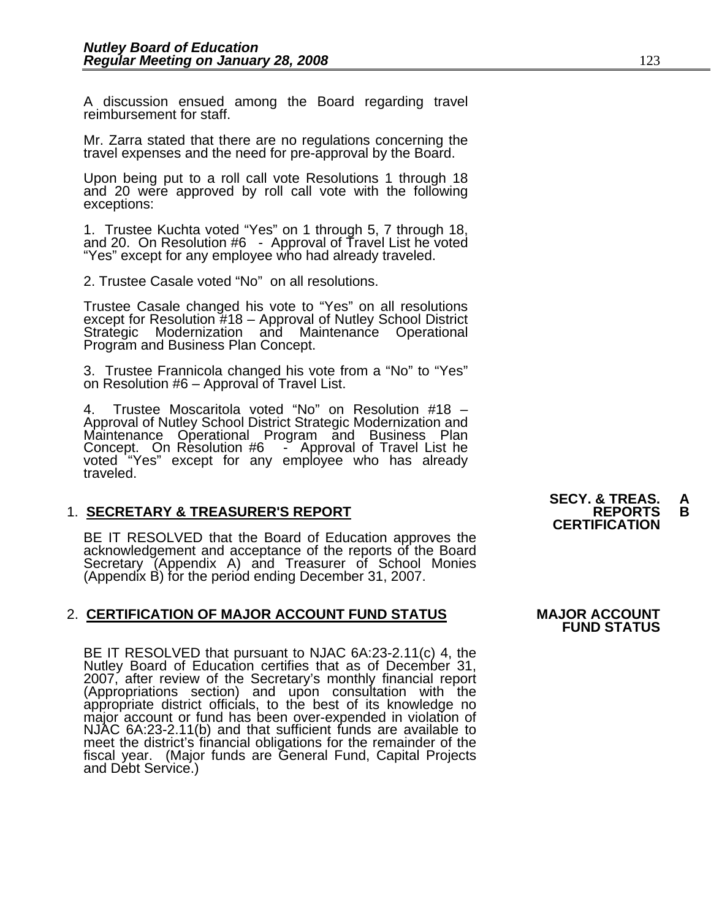A discussion ensued among the Board regarding travel reimbursement for staff.

Mr. Zarra stated that there are no regulations concerning the travel expenses and the need for pre-approval by the Board.

Upon being put to a roll call vote Resolutions 1 through 18 and 20 were approved by roll call vote with the following exceptions:

1. Trustee Kuchta voted "Yes" on 1 through 5, 7 through 18, and 20. On Resolution #6 - Approval of Travel List he voted "Yes" except for any employee who had already traveled.

2. Trustee Casale voted "No" on all resolutions.

Trustee Casale changed his vote to "Yes" on all resolutions except for Resolution #18 – Approval of Nutley School District Strategic Modernization and Maintenance Operational Program and Business Plan Concept.

3. Trustee Frannicola changed his vote from a "No" to "Yes" on Resolution #6 – Approval of Travel List.

4. Trustee Moscaritola voted "No" on Resolution #18 – Approval of Nutley School District Strategic Modernization and Maintenance Operational Program and Business Plan Concept. On Resolution #6 - Approval of Travel List he voted "Yes" except for any employee who has already traveled.

**SECY. & TREAS. REPORTS CERTIFICATION** **A B**

1. **SECRETARY & TREASURER'S REPORT**

BE IT RESOLVED that the Board of Education approves the acknowledgement and acceptance of the reports of the Board Secretary (Appendix A) and Treasurer of School Monies (Appendix B) for the period ending December 31, 2007.

**MAJOR ACCOUNT FUND STATUS**

2. **CERTIFICATION OF MAJOR ACCOUNT FUND STATUS**

BE IT RESOLVED that pursuant to NJAC 6A:23-2.11(c) 4, the Nutley Board of Education certifies that as of December 31, 2007, after review of the Secretary's monthly financial report (Appropriations section) and upon consultation with the appropriate district officials, to the best of its knowledge no major account or fund has been over-expended in violation of NJAC 6A:23-2.11(b) and that sufficient funds are available to meet the district's financial obligations for the remainder of the fiscal year. (Major funds are General Fund, Capital Projects and Debt Service.)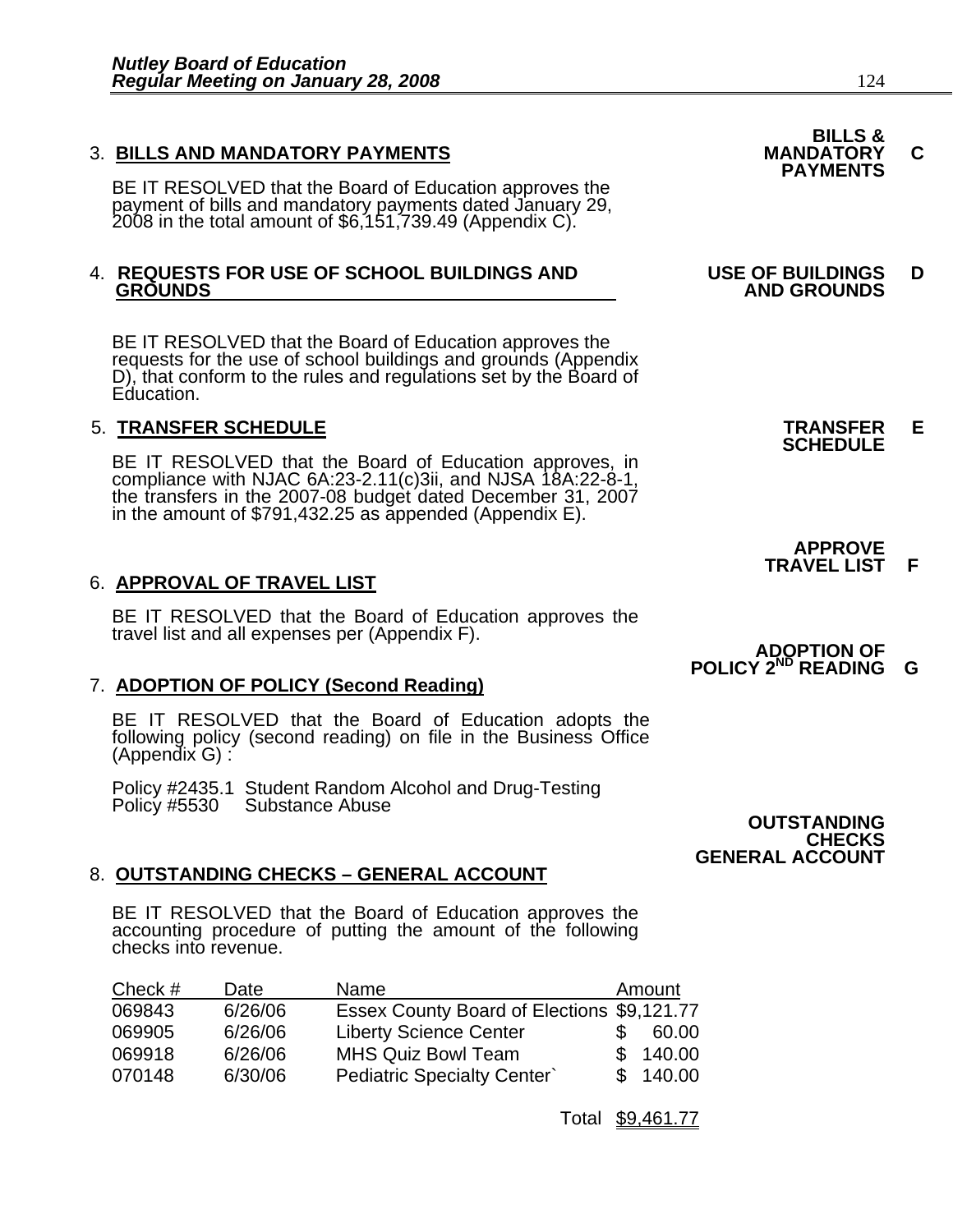3. **BILLS AND MANDATORY PAYMENTS** — **BILLS & MANDATORY PAYMENTS** **C**

BE IT RESOLVED that the Board of Education approves the payment of bills and mandatory payments dated January 29, 2008 in the total amount of $6,151,739.49 (Appendix C).

4. **REQUESTS FOR USE OF SCHOOL BUILDINGS AND GROUNDS** — **USE OF BUILDINGS AND GROUNDS** **D**

BE IT RESOLVED that the Board of Education approves the requests for the use of school buildings and grounds (Appendix D), that conform to the rules and regulations set by the Board of Education.

5. **TRANSFER SCHEDULE** — **TRANSFER SCHEDULE** **E**

BE IT RESOLVED that the Board of Education approves, in compliance with NJAC 6A:23-2.11(c)3ii, and NJSA 18A:22-8-1, the transfers in the 2007-08 budget dated December 31, 2007 in the amount of $791,432.25 as appended (Appendix E).

6. **APPROVAL OF TRAVEL LIST** — **APPROVE TRAVEL LIST** **F**

BE IT RESOLVED that the Board of Education approves the travel list and all expenses per (Appendix F).

7. **ADOPTION OF POLICY (Second Reading)** — **ADOPTION OF POLICY 2ND READING** **G**

BE IT RESOLVED that the Board of Education adopts the following policy (second reading) on file in the Business Office (Appendix G) :

Policy #2435.1 Student Random Alcohol and Drug-Testing
Policy #5530 Substance Abuse

8. **OUTSTANDING CHECKS – GENERAL ACCOUNT** — **OUTSTANDING CHECKS GENERAL ACCOUNT**

BE IT RESOLVED that the Board of Education approves the accounting procedure of putting the amount of the following checks into revenue.

| Check # | Date | Name | Amount |
|---|---|---|---|
| 069843 | 6/26/06 | Essex County Board of Elections | $9,121.77 |
| 069905 | 6/26/06 | Liberty Science Center | $ 60.00 |
| 069918 | 6/26/06 | MHS Quiz Bowl Team | $ 140.00 |
| 070148 | 6/30/06 | Pediatric Specialty Center` | $ 140.00 |
| | | Total | $9,461.77 |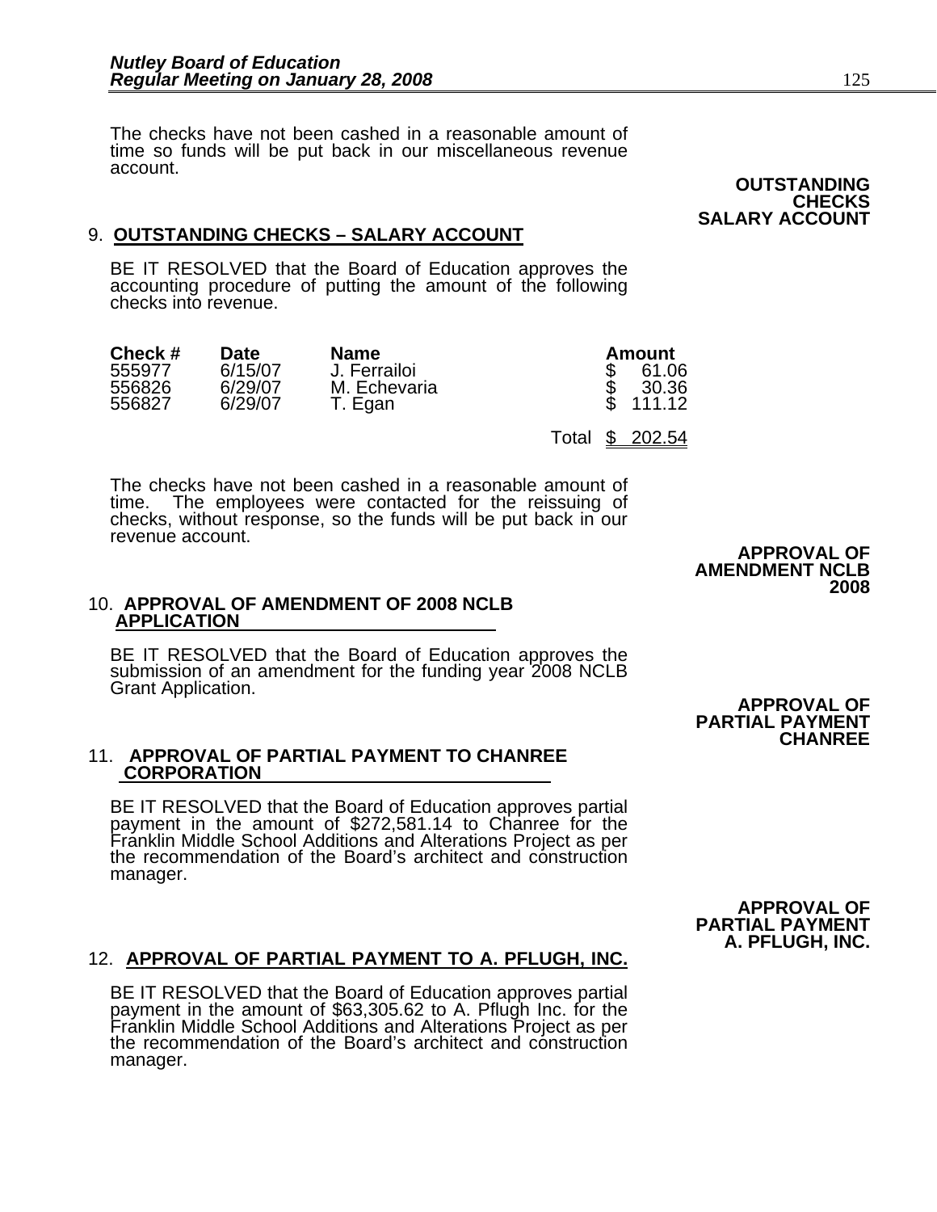The checks have not been cashed in a reasonable amount of time so funds will be put back in our miscellaneous revenue account.

**OUTSTANDING CHECKS SALARY ACCOUNT**

9. **OUTSTANDING CHECKS – SALARY ACCOUNT**

BE IT RESOLVED that the Board of Education approves the accounting procedure of putting the amount of the following checks into revenue.

| Check # | Date | Name | Amount |
|---|---|---|---|
| 555977 | 6/15/07 | J. Ferrailoi | $ 61.06 |
| 556826 | 6/29/07 | M. Echevaria | $ 30.36 |
| 556827 | 6/29/07 | T. Egan | $ 111.12 |
| | | Total | $ 202.54 |

The checks have not been cashed in a reasonable amount of time. The employees were contacted for the reissuing of checks, without response, so the funds will be put back in our revenue account.

**APPROVAL OF AMENDMENT NCLB 2008**

10. **APPROVAL OF AMENDMENT OF 2008 NCLB APPLICATION**

BE IT RESOLVED that the Board of Education approves the submission of an amendment for the funding year 2008 NCLB Grant Application.

**APPROVAL OF PARTIAL PAYMENT CHANREE**

11. **APPROVAL OF PARTIAL PAYMENT TO CHANREE CORPORATION**

BE IT RESOLVED that the Board of Education approves partial payment in the amount of $272,581.14 to Chanree for the Franklin Middle School Additions and Alterations Project as per the recommendation of the Board's architect and construction manager.

**APPROVAL OF PARTIAL PAYMENT A. PFLUGH, INC.**

12. **APPROVAL OF PARTIAL PAYMENT TO A. PFLUGH, INC.**

BE IT RESOLVED that the Board of Education approves partial payment in the amount of $63,305.62 to A. Pflugh Inc. for the Franklin Middle School Additions and Alterations Project as per the recommendation of the Board's architect and construction manager.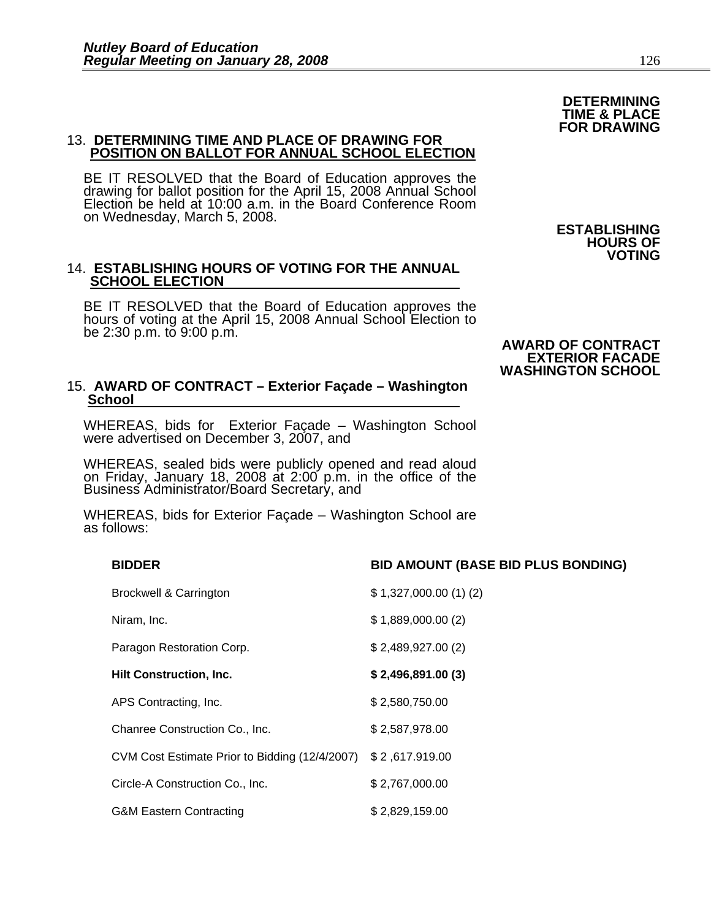**DETERMINING TIME & PLACE FOR DRAWING**

## 13. DETERMINING TIME AND PLACE OF DRAWING FOR POSITION ON BALLOT FOR ANNUAL SCHOOL ELECTION

BE IT RESOLVED that the Board of Education approves the drawing for ballot position for the April 15, 2008 Annual School Election be held at 10:00 a.m. in the Board Conference Room on Wednesday, March 5, 2008.

**ESTABLISHING HOURS OF VOTING**

## 14. ESTABLISHING HOURS OF VOTING FOR THE ANNUAL SCHOOL ELECTION

BE IT RESOLVED that the Board of Education approves the hours of voting at the April 15, 2008 Annual School Election to be 2:30 p.m. to 9:00 p.m.

**AWARD OF CONTRACT EXTERIOR FACADE WASHINGTON SCHOOL**

## 15. AWARD OF CONTRACT – Exterior Façade – Washington School

WHEREAS, bids for Exterior Façade – Washington School were advertised on December 3, 2007, and

WHEREAS, sealed bids were publicly opened and read aloud on Friday, January 18, 2008 at 2:00 p.m. in the office of the Business Administrator/Board Secretary, and

WHEREAS, bids for Exterior Façade – Washington School are as follows:

| BIDDER | BID AMOUNT (BASE BID PLUS BONDING) |
|---|---|
| Brockwell & Carrington | $ 1,327,000.00 (1) (2) |
| Niram, Inc. | $ 1,889,000.00 (2) |
| Paragon Restoration Corp. | $ 2,489,927.00 (2) |
| **Hilt Construction, Inc.** | **$ 2,496,891.00 (3)** |
| APS Contracting, Inc. | $ 2,580,750.00 |
| Chanree Construction Co., Inc. | $ 2,587,978.00 |
| CVM Cost Estimate Prior to Bidding (12/4/2007) | $ 2 ,617.919.00 |
| Circle-A Construction Co., Inc. | $ 2,767,000.00 |
| G&M Eastern Contracting | $ 2,829,159.00 |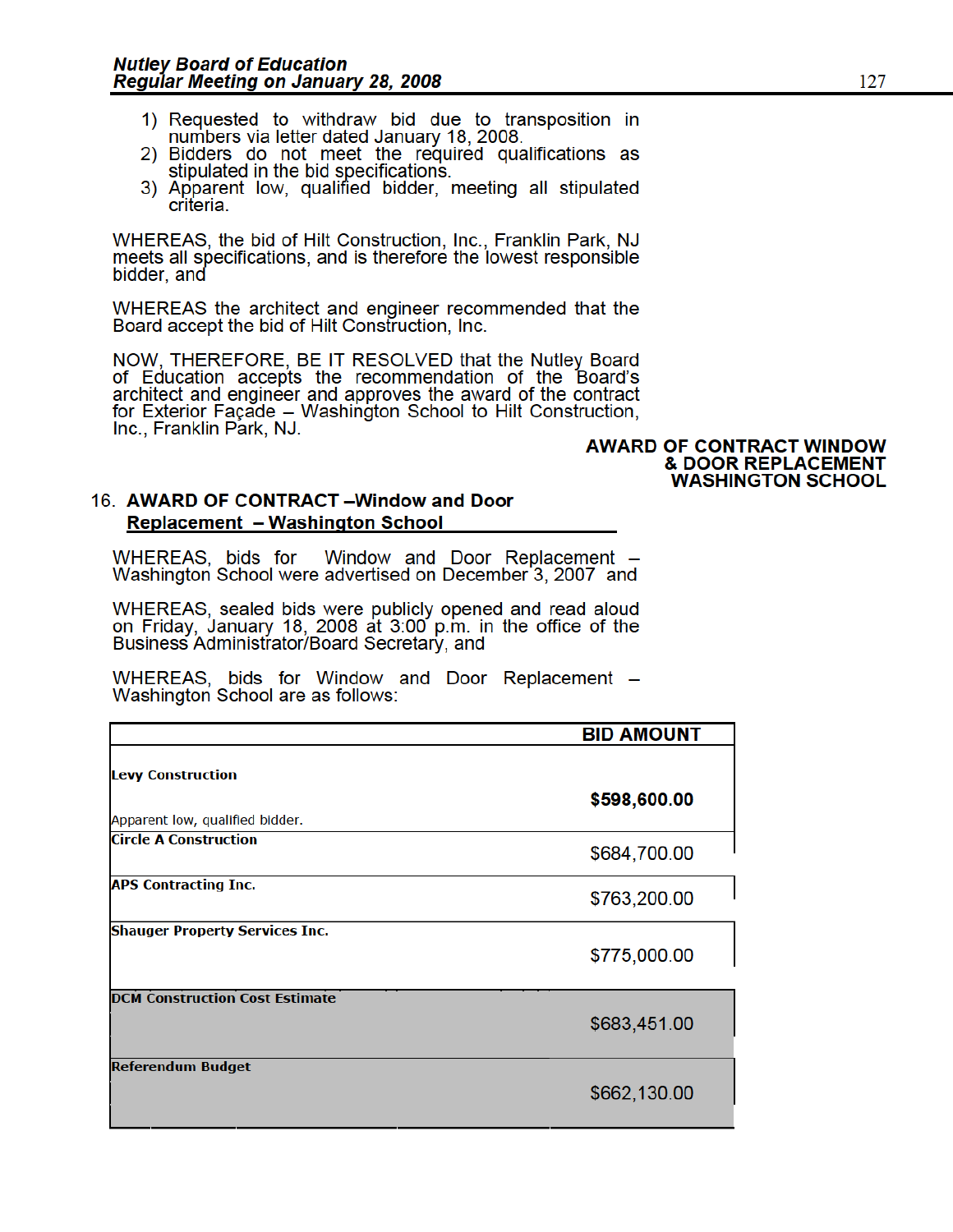1) Requested to withdraw bid due to transposition in numbers via letter dated January 18, 2008.
2) Bidders do not meet the required qualifications as stipulated in the bid specifications.
3) Apparent low, qualified bidder, meeting all stipulated criteria.

WHEREAS, the bid of Hilt Construction, Inc., Franklin Park, NJ meets all specifications, and is therefore the lowest responsible bidder, and

WHEREAS the architect and engineer recommended that the Board accept the bid of Hilt Construction, Inc.

NOW, THEREFORE, BE IT RESOLVED that the Nutley Board of Education accepts the recommendation of the Board's architect and engineer and approves the award of the contract for Exterior Façade – Washington School to Hilt Construction, Inc., Franklin Park, NJ.

**AWARD OF CONTRACT WINDOW & DOOR REPLACEMENT WASHINGTON SCHOOL**

## 16. AWARD OF CONTRACT –Window and Door Replacement – Washington School

WHEREAS, bids for Window and Door Replacement – Washington School were advertised on December 3, 2007 and

WHEREAS, sealed bids were publicly opened and read aloud on Friday, January 18, 2008 at 3:00 p.m. in the office of the Business Administrator/Board Secretary, and

WHEREAS, bids for Window and Door Replacement – Washington School are as follows:

| | BID AMOUNT |
|---|---|
| **Levy Construction**<br>Apparent low, qualified bidder. | **$598,600.00** |
| **Circle A Construction** | $684,700.00 |
| **APS Contracting Inc.** | $763,200.00 |
| **Shauger Property Services Inc.** | $775,000.00 |
| **DCM Construction Cost Estimate** | $683,451.00 |
| **Referendum Budget** | $662,130.00 |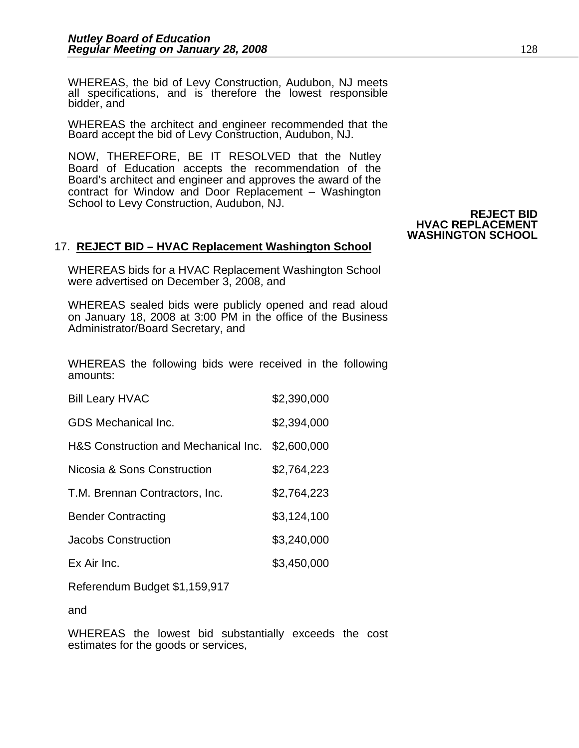WHEREAS, the bid of Levy Construction, Audubon, NJ meets all specifications, and is therefore the lowest responsible bidder, and

WHEREAS the architect and engineer recommended that the Board accept the bid of Levy Construction, Audubon, NJ.

NOW, THEREFORE, BE IT RESOLVED that the Nutley Board of Education accepts the recommendation of the Board's architect and engineer and approves the award of the contract for Window and Door Replacement – Washington School to Levy Construction, Audubon, NJ.

**REJECT BID HVAC REPLACEMENT WASHINGTON SCHOOL**

17. **REJECT BID – HVAC Replacement Washington School**

WHEREAS bids for a HVAC Replacement Washington School were advertised on December 3, 2008, and

WHEREAS sealed bids were publicly opened and read aloud on January 18, 2008 at 3:00 PM in the office of the Business Administrator/Board Secretary, and

WHEREAS the following bids were received in the following amounts:

| | |
|---|---|
| Bill Leary HVAC | $2,390,000 |
| GDS Mechanical Inc. | $2,394,000 |
| H&S Construction and Mechanical Inc. | $2,600,000 |
| Nicosia & Sons Construction | $2,764,223 |
| T.M. Brennan Contractors, Inc. | $2,764,223 |
| Bender Contracting | $3,124,100 |
| Jacobs Construction | $3,240,000 |
| Ex Air Inc. | $3,450,000 |

Referendum Budget $1,159,917

and

WHEREAS the lowest bid substantially exceeds the cost estimates for the goods or services,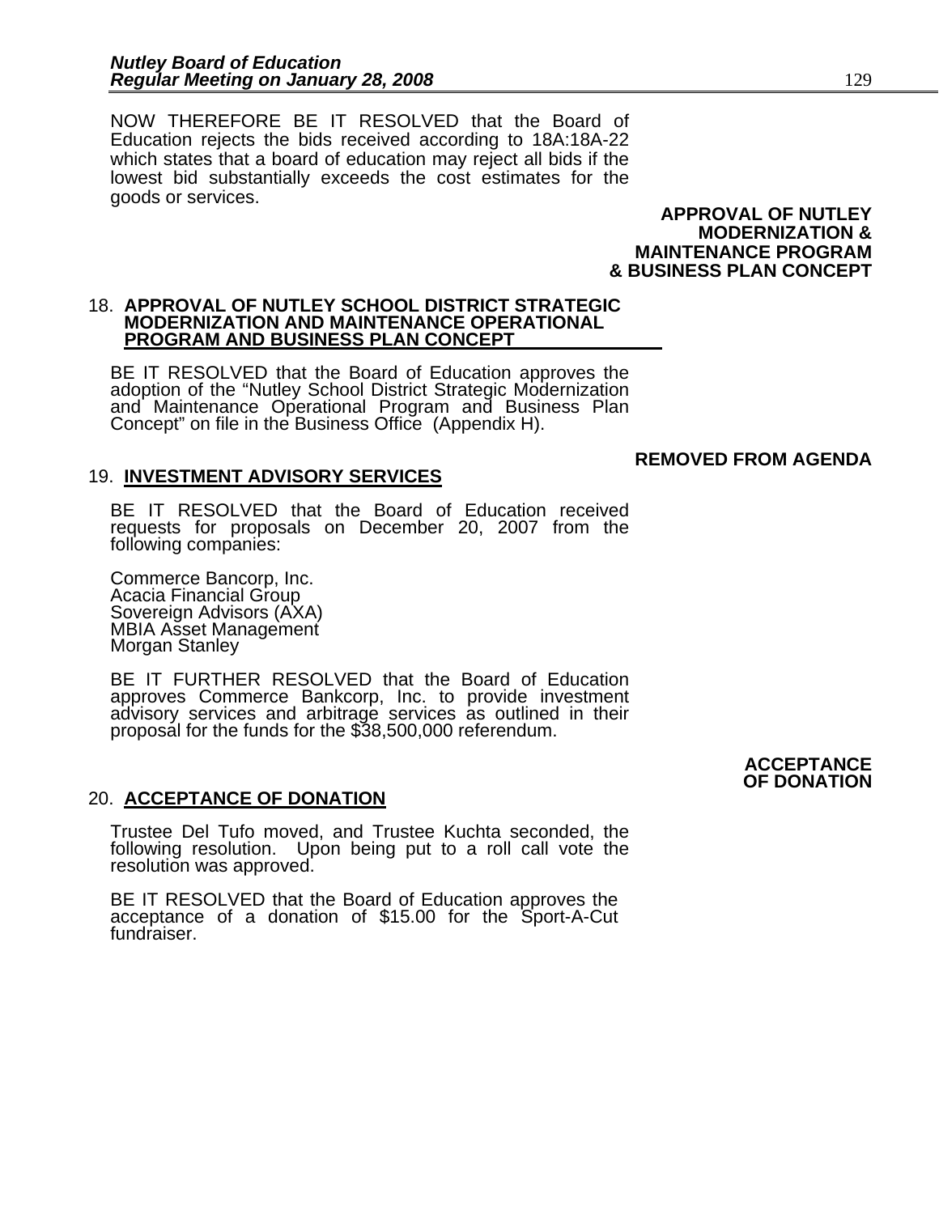NOW THEREFORE BE IT RESOLVED that the Board of Education rejects the bids received according to 18A:18A-22 which states that a board of education may reject all bids if the lowest bid substantially exceeds the cost estimates for the goods or services.

**APPROVAL OF NUTLEY MODERNIZATION & MAINTENANCE PROGRAM & BUSINESS PLAN CONCEPT**

18. **APPROVAL OF NUTLEY SCHOOL DISTRICT STRATEGIC MODERNIZATION AND MAINTENANCE OPERATIONAL PROGRAM AND BUSINESS PLAN CONCEPT**

BE IT RESOLVED that the Board of Education approves the adoption of the "Nutley School District Strategic Modernization and Maintenance Operational Program and Business Plan Concept" on file in the Business Office (Appendix H).

**REMOVED FROM AGENDA**

19. **INVESTMENT ADVISORY SERVICES**

BE IT RESOLVED that the Board of Education received requests for proposals on December 20, 2007 from the following companies:

Commerce Bancorp, Inc.
Acacia Financial Group
Sovereign Advisors (AXA)
MBIA Asset Management
Morgan Stanley

BE IT FURTHER RESOLVED that the Board of Education approves Commerce Bankcorp, Inc. to provide investment advisory services and arbitrage services as outlined in their proposal for the funds for the $38,500,000 referendum.

**ACCEPTANCE OF DONATION**

20. **ACCEPTANCE OF DONATION**

Trustee Del Tufo moved, and Trustee Kuchta seconded, the following resolution. Upon being put to a roll call vote the resolution was approved.

BE IT RESOLVED that the Board of Education approves the acceptance of a donation of $15.00 for the Sport-A-Cut fundraiser.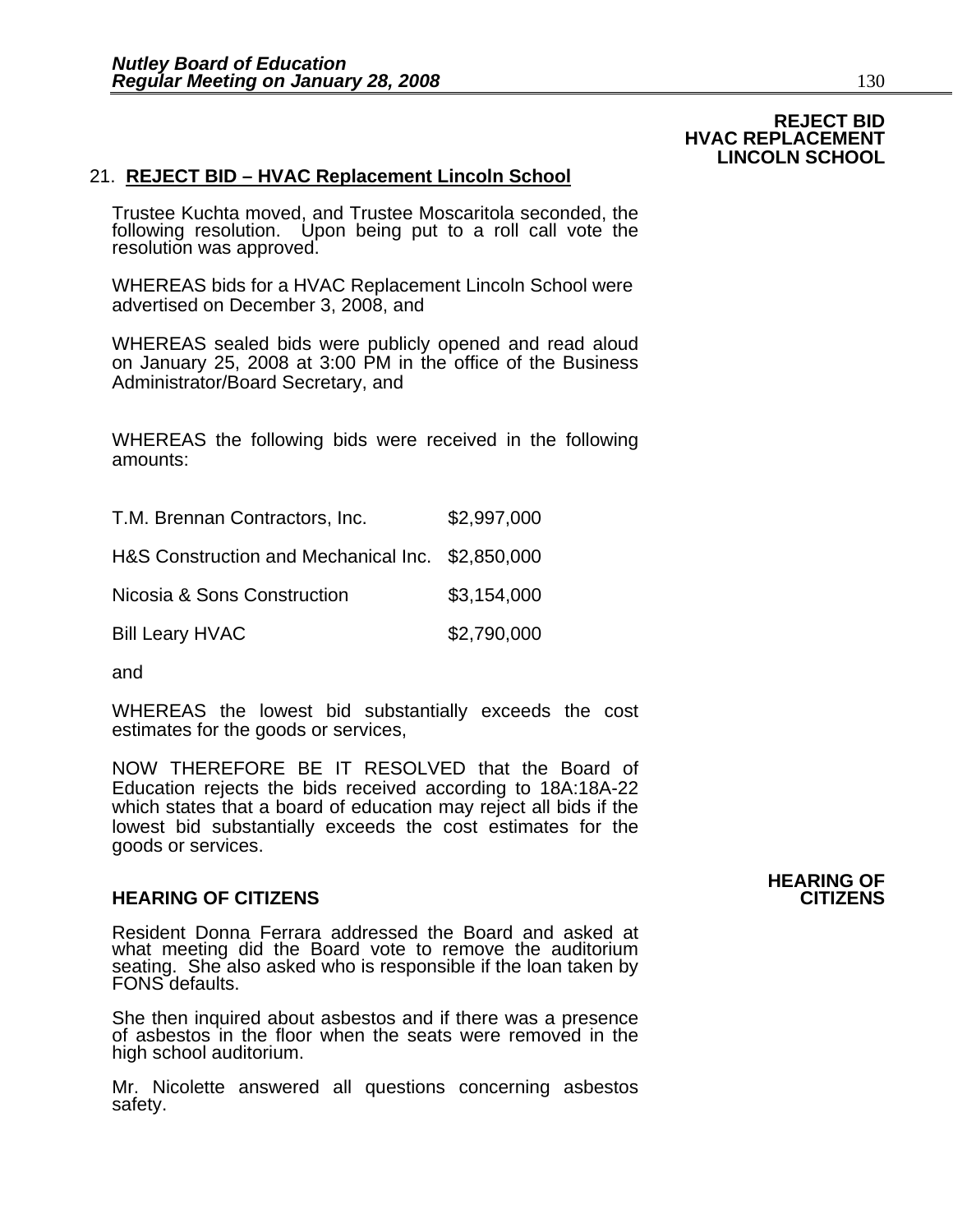**REJECT BID HVAC REPLACEMENT LINCOLN SCHOOL**

21. **REJECT BID – HVAC Replacement Lincoln School**

Trustee Kuchta moved, and Trustee Moscaritola seconded, the following resolution. Upon being put to a roll call vote the resolution was approved.

WHEREAS bids for a HVAC Replacement Lincoln School were advertised on December 3, 2008, and

WHEREAS sealed bids were publicly opened and read aloud on January 25, 2008 at 3:00 PM in the office of the Business Administrator/Board Secretary, and

WHEREAS the following bids were received in the following amounts:

| | |
|---|---|
| T.M. Brennan Contractors, Inc. | $2,997,000 |
| H&S Construction and Mechanical Inc. | $2,850,000 |
| Nicosia & Sons Construction | $3,154,000 |
| Bill Leary HVAC | $2,790,000 |

and

WHEREAS the lowest bid substantially exceeds the cost estimates for the goods or services,

NOW THEREFORE BE IT RESOLVED that the Board of Education rejects the bids received according to 18A:18A-22 which states that a board of education may reject all bids if the lowest bid substantially exceeds the cost estimates for the goods or services.

**HEARING OF CITIZENS**

Resident Donna Ferrara addressed the Board and asked at what meeting did the Board vote to remove the auditorium seating. She also asked who is responsible if the loan taken by FONS defaults.

She then inquired about asbestos and if there was a presence of asbestos in the floor when the seats were removed in the high school auditorium.

Mr. Nicolette answered all questions concerning asbestos safety.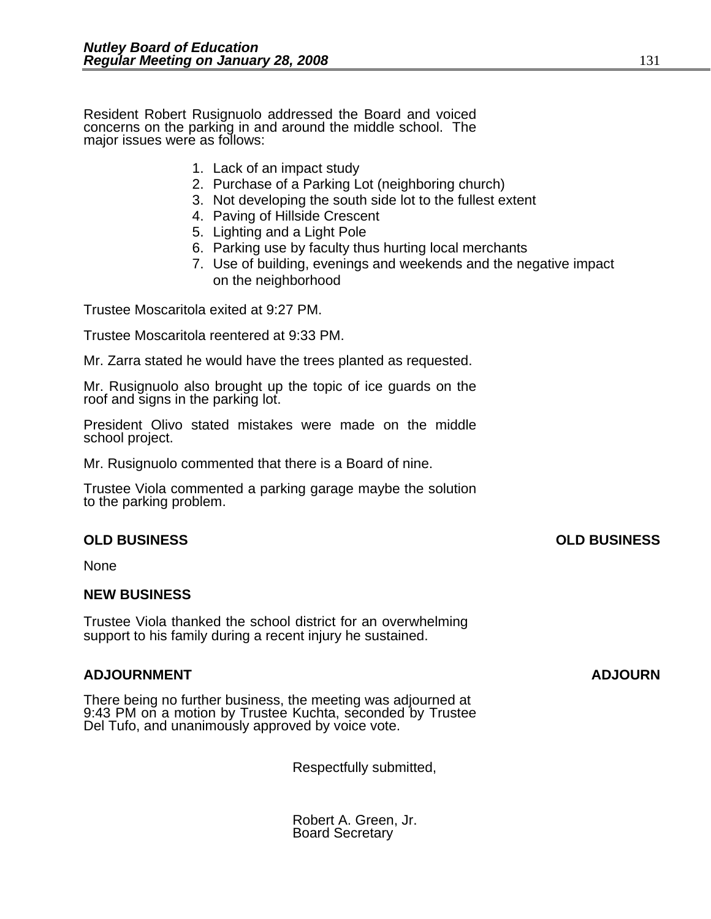Resident Robert Rusignuolo addressed the Board and voiced concerns on the parking in and around the middle school. The major issues were as follows:

1. Lack of an impact study
2. Purchase of a Parking Lot (neighboring church)
3. Not developing the south side lot to the fullest extent
4. Paving of Hillside Crescent
5. Lighting and a Light Pole
6. Parking use by faculty thus hurting local merchants
7. Use of building, evenings and weekends and the negative impact on the neighborhood

Trustee Moscaritola exited at 9:27 PM.

Trustee Moscaritola reentered at 9:33 PM.

Mr. Zarra stated he would have the trees planted as requested.

Mr. Rusignuolo also brought up the topic of ice guards on the roof and signs in the parking lot.

President Olivo stated mistakes were made on the middle school project.

Mr. Rusignuolo commented that there is a Board of nine.

Trustee Viola commented a parking garage maybe the solution to the parking problem.

## OLD BUSINESS

OLD BUSINESS

None

## NEW BUSINESS

Trustee Viola thanked the school district for an overwhelming support to his family during a recent injury he sustained.

## ADJOURNMENT

ADJOURN

There being no further business, the meeting was adjourned at 9:43 PM on a motion by Trustee Kuchta, seconded by Trustee Del Tufo, and unanimously approved by voice vote.

Respectfully submitted,

Robert A. Green, Jr.
Board Secretary